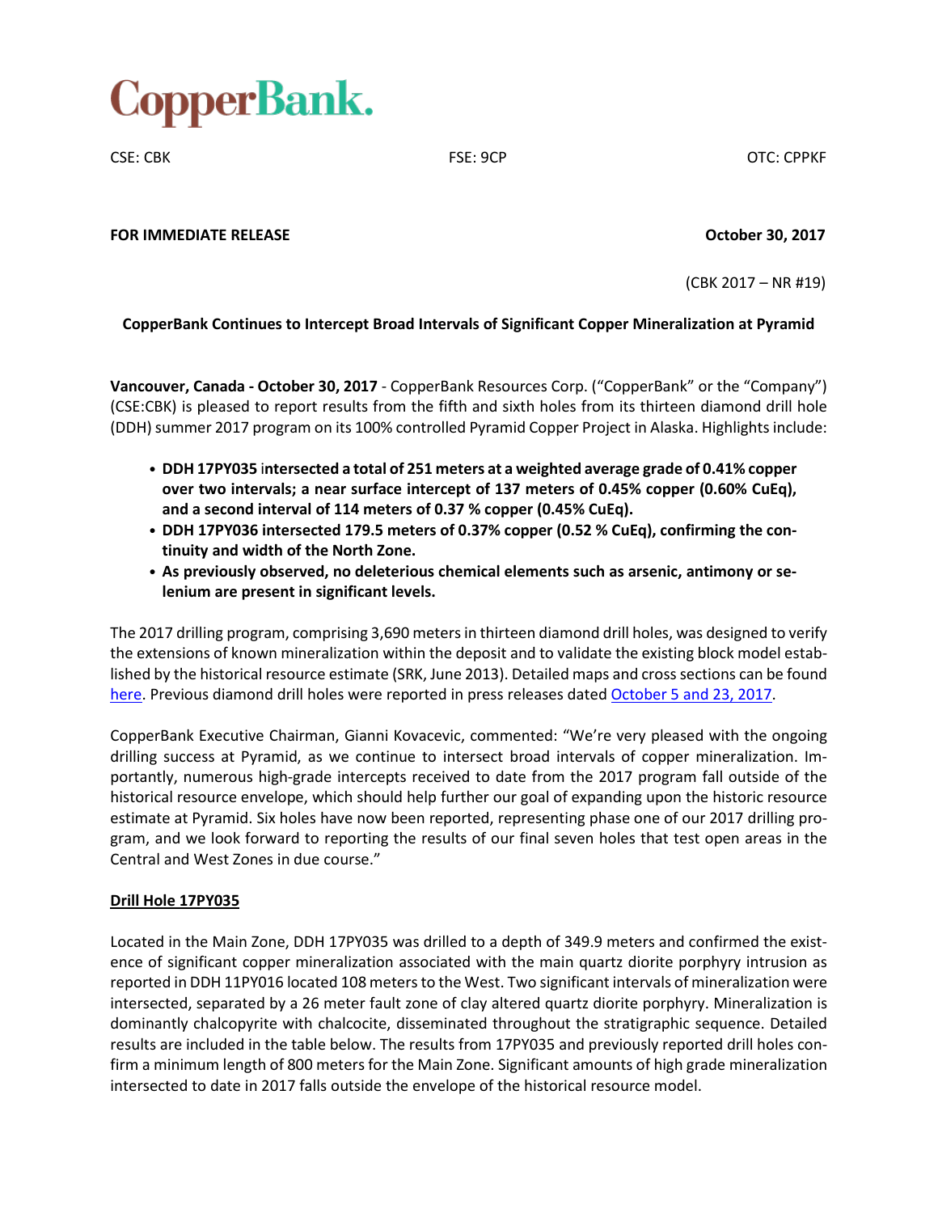# CopperBank.

CSE: CBK FSE: 9CP OTC: CPPKF

**FOR IMMEDIATE RELEASE** **October 30, 2017**

(CBK 2017 – NR #19)

**CopperBank Continues to Intercept Broad Intervals of Significant Copper Mineralization at Pyramid**

**Vancouver, Canada - October 30, 2017** - CopperBank Resources Corp. ("CopperBank" or the "Company") (CSE:CBK) is pleased to report results from the fifth and sixth holes from its thirteen diamond drill hole (DDH) summer 2017 program on its 100% controlled Pyramid Copper Project in Alaska. Highlights include:

- **DDH 17PY035 intersected a total of 251 meters at a weighted average grade of 0.41% copper over two intervals; a near surface intercept of 137 meters of 0.45% copper (0.60% CuEq), and a second interval of 114 meters of 0.37 % copper (0.45% CuEq).**
- **DDH 17PY036 intersected 179.5 meters of 0.37% copper (0.52 % CuEq), confirming the continuity and width of the North Zone.**
- **As previously observed, no deleterious chemical elements such as arsenic, antimony or selenium are present in significant levels.**

The 2017 drilling program, comprising 3,690 meters in thirteen diamond drill holes, was designed to verify the extensions of known mineralization within the deposit and to validate the existing block model established by the historical resource estimate (SRK, June 2013). Detailed maps and cross sections can be found here. Previous diamond drill holes were reported in press releases dated October 5 and 23, 2017.

CopperBank Executive Chairman, Gianni Kovacevic, commented: "We're very pleased with the ongoing drilling success at Pyramid, as we continue to intersect broad intervals of copper mineralization. Importantly, numerous high-grade intercepts received to date from the 2017 program fall outside of the historical resource envelope, which should help further our goal of expanding upon the historic resource estimate at Pyramid. Six holes have now been reported, representing phase one of our 2017 drilling program, and we look forward to reporting the results of our final seven holes that test open areas in the Central and West Zones in due course."

## Drill Hole 17PY035

Located in the Main Zone, DDH 17PY035 was drilled to a depth of 349.9 meters and confirmed the existence of significant copper mineralization associated with the main quartz diorite porphyry intrusion as reported in DDH 11PY016 located 108 meters to the West. Two significant intervals of mineralization were intersected, separated by a 26 meter fault zone of clay altered quartz diorite porphyry. Mineralization is dominantly chalcopyrite with chalcocite, disseminated throughout the stratigraphic sequence. Detailed results are included in the table below. The results from 17PY035 and previously reported drill holes confirm a minimum length of 800 meters for the Main Zone. Significant amounts of high grade mineralization intersected to date in 2017 falls outside the envelope of the historical resource model.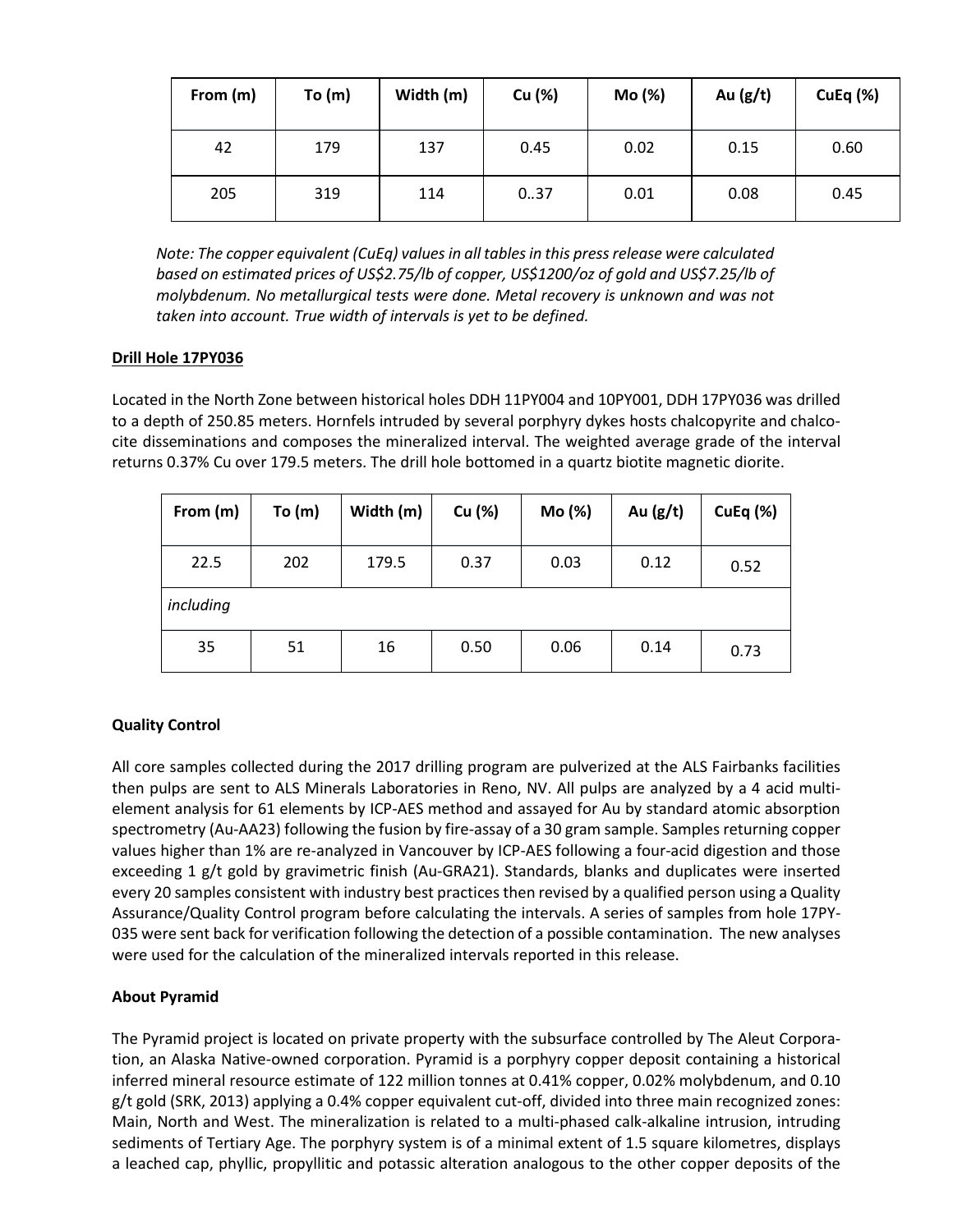| From (m) | To (m) | Width (m) | Cu (%) | Mo (%) | Au (g/t) | CuEq (%) |
|---|---|---|---|---|---|---|
| 42 | 179 | 137 | 0.45 | 0.02 | 0.15 | 0.60 |
| 205 | 319 | 114 | 0..37 | 0.01 | 0.08 | 0.45 |

*Note: The copper equivalent (CuEq) values in all tables in this press release were calculated based on estimated prices of US$2.75/lb of copper, US$1200/oz of gold and US$7.25/lb of molybdenum. No metallurgical tests were done. Metal recovery is unknown and was not taken into account. True width of intervals is yet to be defined.*

**Drill Hole 17PY036**

Located in the North Zone between historical holes DDH 11PY004 and 10PY001, DDH 17PY036 was drilled to a depth of 250.85 meters. Hornfels intruded by several porphyry dykes hosts chalcopyrite and chalcocite disseminations and composes the mineralized interval. The weighted average grade of the interval returns 0.37% Cu over 179.5 meters. The drill hole bottomed in a quartz biotite magnetic diorite.

| From (m) | To (m) | Width (m) | Cu (%) | Mo (%) | Au (g/t) | CuEq (%) |
|---|---|---|---|---|---|---|
| 22.5 | 202 | 179.5 | 0.37 | 0.03 | 0.12 | 0.52 |
| *including* | | | | | | |
| 35 | 51 | 16 | 0.50 | 0.06 | 0.14 | 0.73 |

**Quality Control**

All core samples collected during the 2017 drilling program are pulverized at the ALS Fairbanks facilities then pulps are sent to ALS Minerals Laboratories in Reno, NV. All pulps are analyzed by a 4 acid multi-element analysis for 61 elements by ICP-AES method and assayed for Au by standard atomic absorption spectrometry (Au-AA23) following the fusion by fire-assay of a 30 gram sample. Samples returning copper values higher than 1% are re-analyzed in Vancouver by ICP-AES following a four-acid digestion and those exceeding 1 g/t gold by gravimetric finish (Au-GRA21). Standards, blanks and duplicates were inserted every 20 samples consistent with industry best practices then revised by a qualified person using a Quality Assurance/Quality Control program before calculating the intervals. A series of samples from hole 17PY-035 were sent back for verification following the detection of a possible contamination. The new analyses were used for the calculation of the mineralized intervals reported in this release.

**About Pyramid**

The Pyramid project is located on private property with the subsurface controlled by The Aleut Corporation, an Alaska Native-owned corporation. Pyramid is a porphyry copper deposit containing a historical inferred mineral resource estimate of 122 million tonnes at 0.41% copper, 0.02% molybdenum, and 0.10 g/t gold (SRK, 2013) applying a 0.4% copper equivalent cut-off, divided into three main recognized zones: Main, North and West. The mineralization is related to a multi-phased calk-alkaline intrusion, intruding sediments of Tertiary Age. The porphyry system is of a minimal extent of 1.5 square kilometres, displays a leached cap, phyllic, propyllitic and potassic alteration analogous to the other copper deposits of the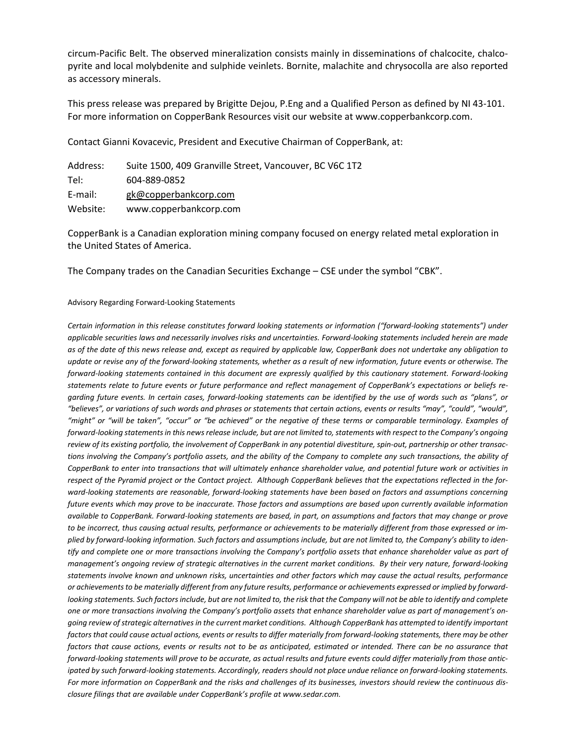circum-Pacific Belt. The observed mineralization consists mainly in disseminations of chalcocite, chalcopyrite and local molybdenite and sulphide veinlets. Bornite, malachite and chrysocolla are also reported as accessory minerals.

This press release was prepared by Brigitte Dejou, P.Eng and a Qualified Person as defined by NI 43-101. For more information on CopperBank Resources visit our website at www.copperbankcorp.com.

Contact Gianni Kovacevic, President and Executive Chairman of CopperBank, at:

| | |
|---|---|
| Address: | Suite 1500, 409 Granville Street, Vancouver, BC V6C 1T2 |
| Tel: | 604-889-0852 |
| E-mail: | gk@copperbankcorp.com |
| Website: | www.copperbankcorp.com |

CopperBank is a Canadian exploration mining company focused on energy related metal exploration in the United States of America.

The Company trades on the Canadian Securities Exchange – CSE under the symbol “CBK”.

Advisory Regarding Forward-Looking Statements

*Certain information in this release constitutes forward looking statements or information (“forward-looking statements”) under applicable securities laws and necessarily involves risks and uncertainties. Forward-looking statements included herein are made as of the date of this news release and, except as required by applicable law, CopperBank does not undertake any obligation to update or revise any of the forward-looking statements, whether as a result of new information, future events or otherwise. The forward-looking statements contained in this document are expressly qualified by this cautionary statement. Forward-looking statements relate to future events or future performance and reflect management of CopperBank’s expectations or beliefs regarding future events. In certain cases, forward-looking statements can be identified by the use of words such as “plans”, or “believes”, or variations of such words and phrases or statements that certain actions, events or results “may”, “could”, “would”, “might” or “will be taken”, “occur” or “be achieved” or the negative of these terms or comparable terminology. Examples of forward-looking statements in this news release include, but are not limited to, statements with respect to the Company’s ongoing review of its existing portfolio, the involvement of CopperBank in any potential divestiture, spin-out, partnership or other transactions involving the Company’s portfolio assets, and the ability of the Company to complete any such transactions, the ability of CopperBank to enter into transactions that will ultimately enhance shareholder value, and potential future work or activities in respect of the Pyramid project or the Contact project. Although CopperBank believes that the expectations reflected in the forward-looking statements are reasonable, forward-looking statements have been based on factors and assumptions concerning future events which may prove to be inaccurate. Those factors and assumptions are based upon currently available information available to CopperBank. Forward-looking statements are based, in part, on assumptions and factors that may change or prove to be incorrect, thus causing actual results, performance or achievements to be materially different from those expressed or implied by forward-looking information. Such factors and assumptions include, but are not limited to, the Company’s ability to identify and complete one or more transactions involving the Company’s portfolio assets that enhance shareholder value as part of management’s ongoing review of strategic alternatives in the current market conditions. By their very nature, forward-looking statements involve known and unknown risks, uncertainties and other factors which may cause the actual results, performance or achievements to be materially different from any future results, performance or achievements expressed or implied by forward-looking statements. Such factors include, but are not limited to, the risk that the Company will not be able to identify and complete one or more transactions involving the Company’s portfolio assets that enhance shareholder value as part of management’s ongoing review of strategic alternatives in the current market conditions. Although CopperBank has attempted to identify important factors that could cause actual actions, events or results to differ materially from forward-looking statements, there may be other factors that cause actions, events or results not to be as anticipated, estimated or intended. There can be no assurance that forward-looking statements will prove to be accurate, as actual results and future events could differ materially from those anticipated by such forward-looking statements. Accordingly, readers should not place undue reliance on forward-looking statements. For more information on CopperBank and the risks and challenges of its businesses, investors should review the continuous disclosure filings that are available under CopperBank’s profile at www.sedar.com.*